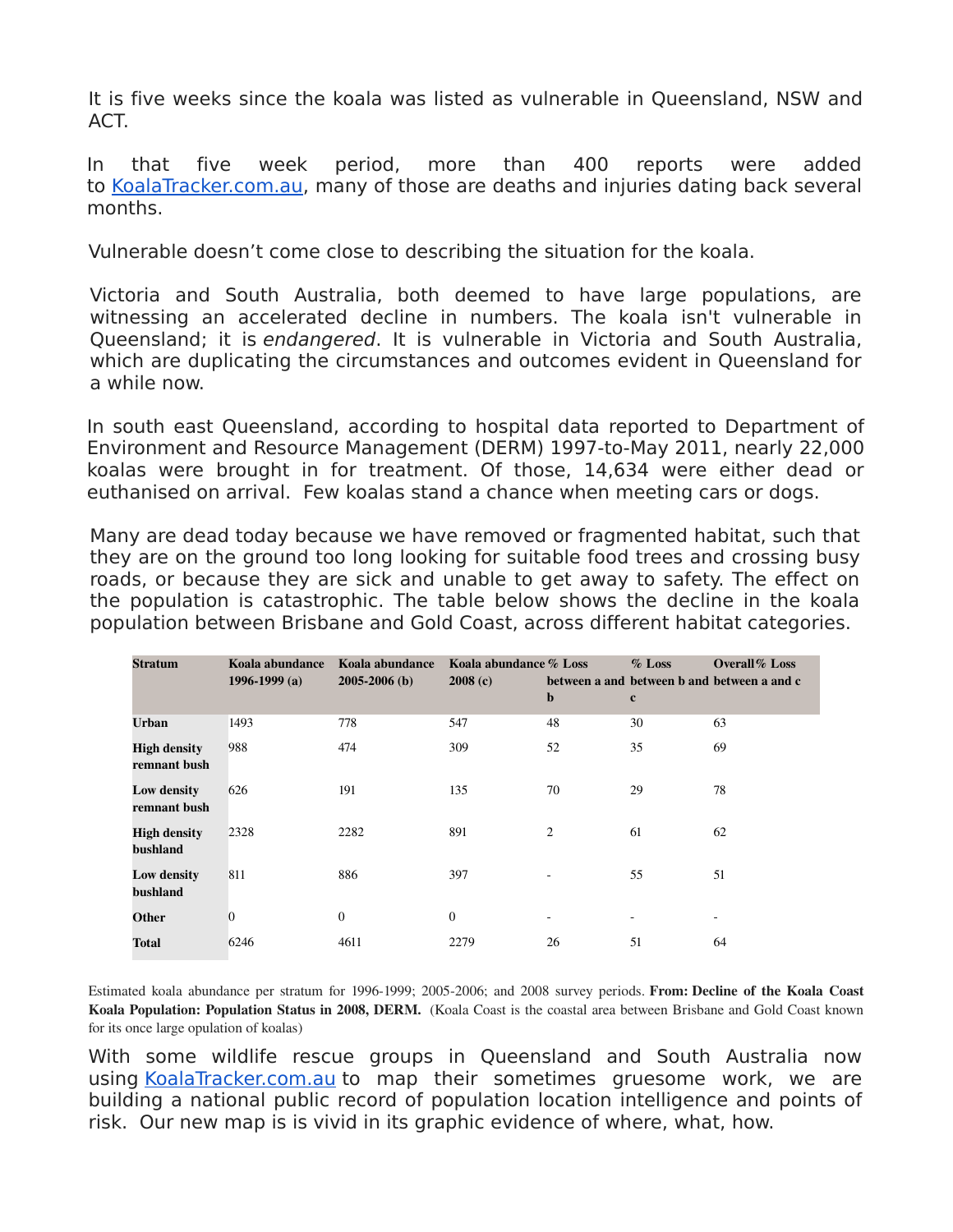It is five weeks since the koala was listed as vulnerable in Queensland, NSW and ACT.

In that five week period, more than 400 reports were added to [KoalaTracker.com.au](http://KoalaTracker.com.au), many of those are deaths and injuries dating back several months.

Vulnerable doesn't come close to describing the situation for the koala.

Victoria and South Australia, both deemed to have large populations, are witnessing an accelerated decline in numbers. The koala isn't vulnerable in Queensland; it is *endangered*. It is vulnerable in Victoria and South Australia, which are duplicating the circumstances and outcomes evident in Queensland for a while now.

In south east Queensland, according to hospital data reported to Department of Environment and Resource Management (DERM) 1997-to-May 2011, nearly 22,000 koalas were brought in for treatment. Of those, 14,634 were either dead or euthanised on arrival. Few koalas stand a chance when meeting cars or dogs.

Many are dead today because we have removed or fragmented habitat, such that they are on the ground too long looking for suitable food trees and crossing busy roads, or because they are sick and unable to get away to safety. The effect on the population is catastrophic. The table below shows the decline in the koala population between Brisbane and Gold Coast, across different habitat categories.

| Stratum | Koala abundance 1996-1999 (a) | Koala abundance 2005-2006 (b) | Koala abundance 2008 (c) | % Loss between a and b | % Loss between b and c | Overall % Loss between a and c |
|---|---|---|---|---|---|---|
| **Urban** | 1493 | 778 | 547 | 48 | 30 | 63 |
| **High density remnant bush** | 988 | 474 | 309 | 52 | 35 | 69 |
| **Low density remnant bush** | 626 | 191 | 135 | 70 | 29 | 78 |
| **High density bushland** | 2328 | 2282 | 891 | 2 | 61 | 62 |
| **Low density bushland** | 811 | 886 | 397 | - | 55 | 51 |
| **Other** | 0 | 0 | 0 | - | - | - |
| **Total** | 6246 | 4611 | 2279 | 26 | 51 | 64 |

Estimated koala abundance per stratum for 1996-1999; 2005-2006; and 2008 survey periods. **From: Decline of the Koala Coast Koala Population: Population Status in 2008, DERM.** (Koala Coast is the coastal area between Brisbane and Gold Coast known for its once large opulation of koalas)

With some wildlife rescue groups in Queensland and South Australia now using [KoalaTracker.com.au](http://KoalaTracker.com.au) to map their sometimes gruesome work, we are building a national public record of population location intelligence and points of risk. Our new map is is vivid in its graphic evidence of where, what, how.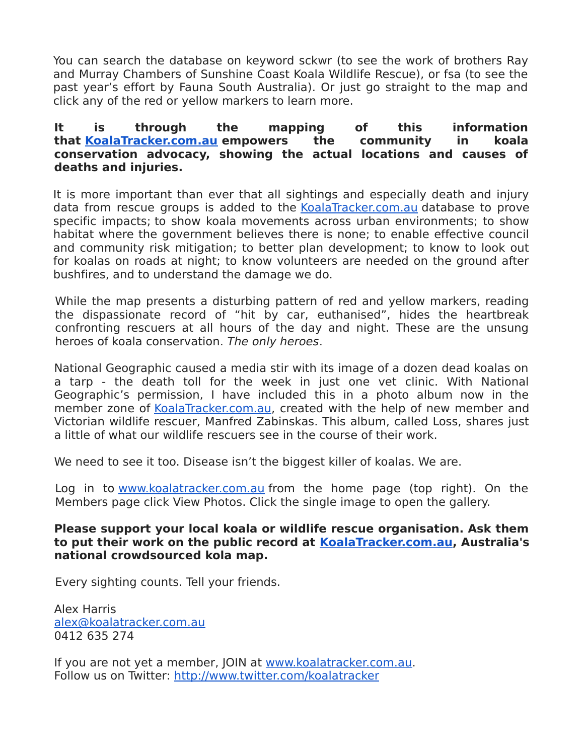You can search the database on keyword sckwr (to see the work of brothers Ray and Murray Chambers of Sunshine Coast Koala Wildlife Rescue), or fsa (to see the past year's effort by Fauna South Australia). Or just go straight to the map and click any of the red or yellow markers to learn more.

**It is through the mapping of this information that [KoalaTracker.com.au](http://KoalaTracker.com.au) empowers the community in koala conservation advocacy, showing the actual locations and causes of deaths and injuries.**

It is more important than ever that all sightings and especially death and injury data from rescue groups is added to the [KoalaTracker.com.au](http://KoalaTracker.com.au) database to prove specific impacts; to show koala movements across urban environments; to show habitat where the government believes there is none; to enable effective council and community risk mitigation; to better plan development; to know to look out for koalas on roads at night; to know volunteers are needed on the ground after bushfires, and to understand the damage we do.

While the map presents a disturbing pattern of red and yellow markers, reading the dispassionate record of "hit by car, euthanised", hides the heartbreak confronting rescuers at all hours of the day and night. These are the unsung heroes of koala conservation. *The only heroes*.

National Geographic caused a media stir with its image of a dozen dead koalas on a tarp - the death toll for the week in just one vet clinic. With National Geographic's permission, I have included this in a photo album now in the member zone of [KoalaTracker.com.au](http://KoalaTracker.com.au), created with the help of new member and Victorian wildlife rescuer, Manfred Zabinskas. This album, called Loss, shares just a little of what our wildlife rescuers see in the course of their work.

We need to see it too. Disease isn't the biggest killer of koalas. We are.

Log in to [www.koalatracker.com.au](http://www.koalatracker.com.au) from the home page (top right). On the Members page click View Photos. Click the single image to open the gallery.

**Please support your local koala or wildlife rescue organisation. Ask them to put their work on the public record at [KoalaTracker.com.au](http://KoalaTracker.com.au), Australia's national crowdsourced kola map.**

Every sighting counts. Tell your friends.

Alex Harris
[alex@koalatracker.com.au](mailto:alex@koalatracker.com.au)
0412 635 274

If you are not yet a member, JOIN at [www.koalatracker.com.au](http://www.koalatracker.com.au).
Follow us on Twitter: [http://www.twitter.com/koalatracker](http://www.twitter.com/koalatracker)